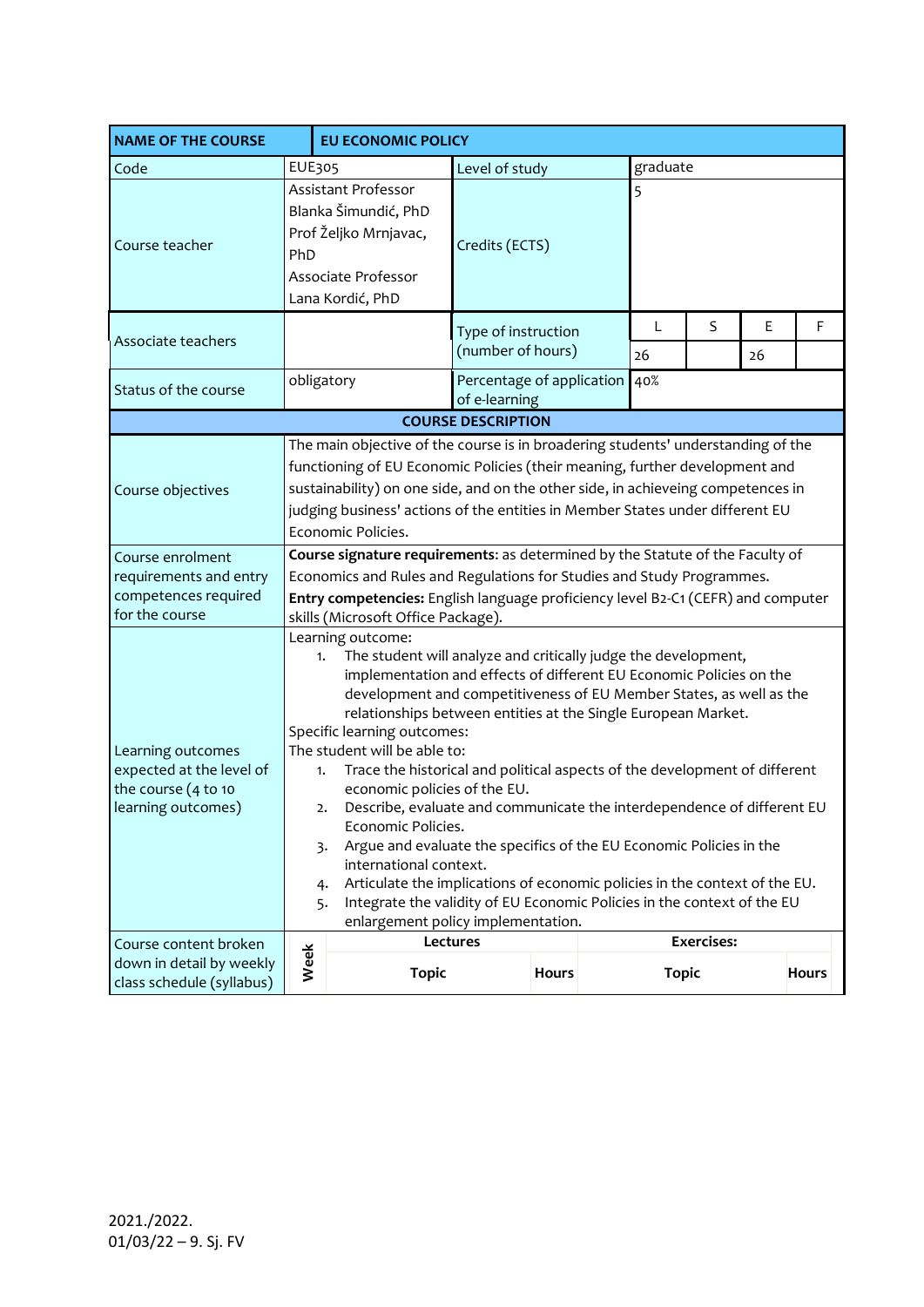| NAME OF THE COURSE | EU ECONOMIC POLICY | | | | | |
|---|---|---|---|---|---|---|
| Code | EUE305 | Level of study | graduate | | | |
| Course teacher | Assistant Professor Blanka Šimundić, PhD<br>Prof Željko Mrnjavac, PhD<br>Associate Professor Lana Kordić, PhD | Credits (ECTS) | 5 | | | |
| Associate teachers | | Type of instruction (number of hours) | L | S | E | F |
| | | | 26 | | 26 | |
| Status of the course | obligatory | Percentage of application of e-learning | 40% | | | |

**COURSE DESCRIPTION**

| | |
|---|---|
| Course objectives | The main objective of the course is in broadening students' understanding of the functioning of EU Economic Policies (their meaning, further development and sustainability) on one side, and on the other side, in achieving competences in judging business' actions of the entities in Member States under different EU Economic Policies. |
| Course enrolment requirements and entry competences required for the course | **Course signature requirements**: as determined by the Statute of the Faculty of Economics and Rules and Regulations for Studies and Study Programmes.<br>**Entry competencies:** English language proficiency level B2-C1 (CEFR) and computer skills (Microsoft Office Package). |
| Learning outcomes expected at the level of the course (4 to 10 learning outcomes) | Learning outcome:<br>1. The student will analyze and critically judge the development, implementation and effects of different EU Economic Policies on the development and competitiveness of EU Member States, as well as the relationships between entities at the Single European Market.<br>Specific learning outcomes:<br>The student will be able to:<br>1. Trace the historical and political aspects of the development of different economic policies of the EU.<br>2. Describe, evaluate and communicate the interdependence of different EU Economic Policies.<br>3. Argue and evaluate the specifics of the EU Economic Policies in the international context.<br>4. Articulate the implications of economic policies in the context of the EU.<br>5. Integrate the validity of EU Economic Policies in the context of the EU enlargement policy implementation. |

| Course content broken down in detail by weekly class schedule (syllabus) | Week | Lectures | | Exercises: | |
|---|---|---|---|---|---|
| | | Topic | Hours | Topic | Hours |

2021./2022.
01/03/22 – 9. Sj. FV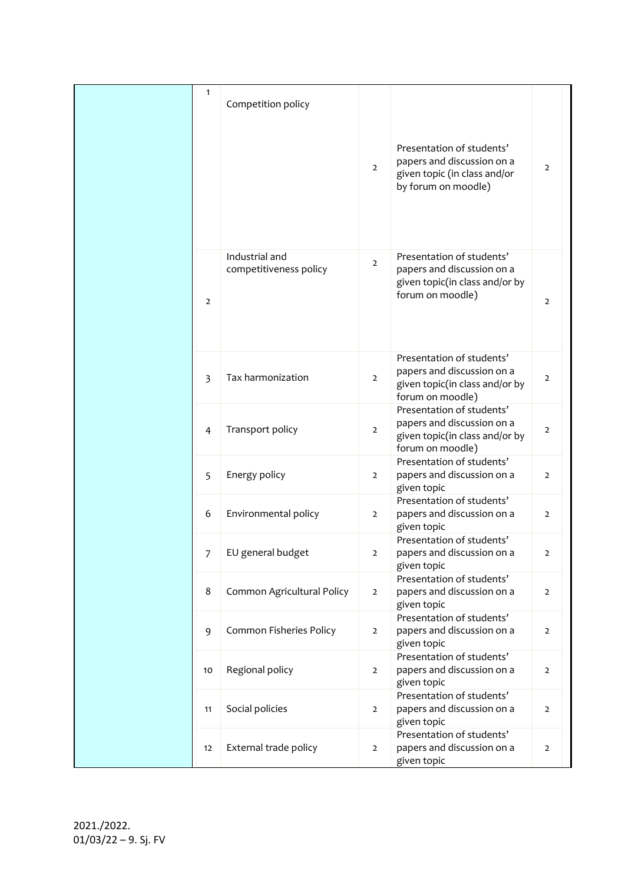|  | 1 | Competition policy | 2 | Presentation of students' papers and discussion on a given topic (in class and/or by forum on moodle) | 2 |
|---|---|---|---|---|---|
|  | 2 | Industrial and competitiveness policy | 2 | Presentation of students' papers and discussion on a given topic(in class and/or by forum on moodle) | 2 |
|  | 3 | Tax harmonization | 2 | Presentation of students' papers and discussion on a given topic(in class and/or by forum on moodle) | 2 |
|  | 4 | Transport policy | 2 | Presentation of students' papers and discussion on a given topic(in class and/or by forum on moodle) | 2 |
|  | 5 | Energy policy | 2 | Presentation of students' papers and discussion on a given topic | 2 |
|  | 6 | Environmental policy | 2 | Presentation of students' papers and discussion on a given topic | 2 |
|  | 7 | EU general budget | 2 | Presentation of students' papers and discussion on a given topic | 2 |
|  | 8 | Common Agricultural Policy | 2 | Presentation of students' papers and discussion on a given topic | 2 |
|  | 9 | Common Fisheries Policy | 2 | Presentation of students' papers and discussion on a given topic | 2 |
|  | 10 | Regional policy | 2 | Presentation of students' papers and discussion on a given topic | 2 |
|  | 11 | Social policies | 2 | Presentation of students' papers and discussion on a given topic | 2 |
|  | 12 | External trade policy | 2 | Presentation of students' papers and discussion on a given topic | 2 |

2021./2022.
01/03/22 – 9. Sj. FV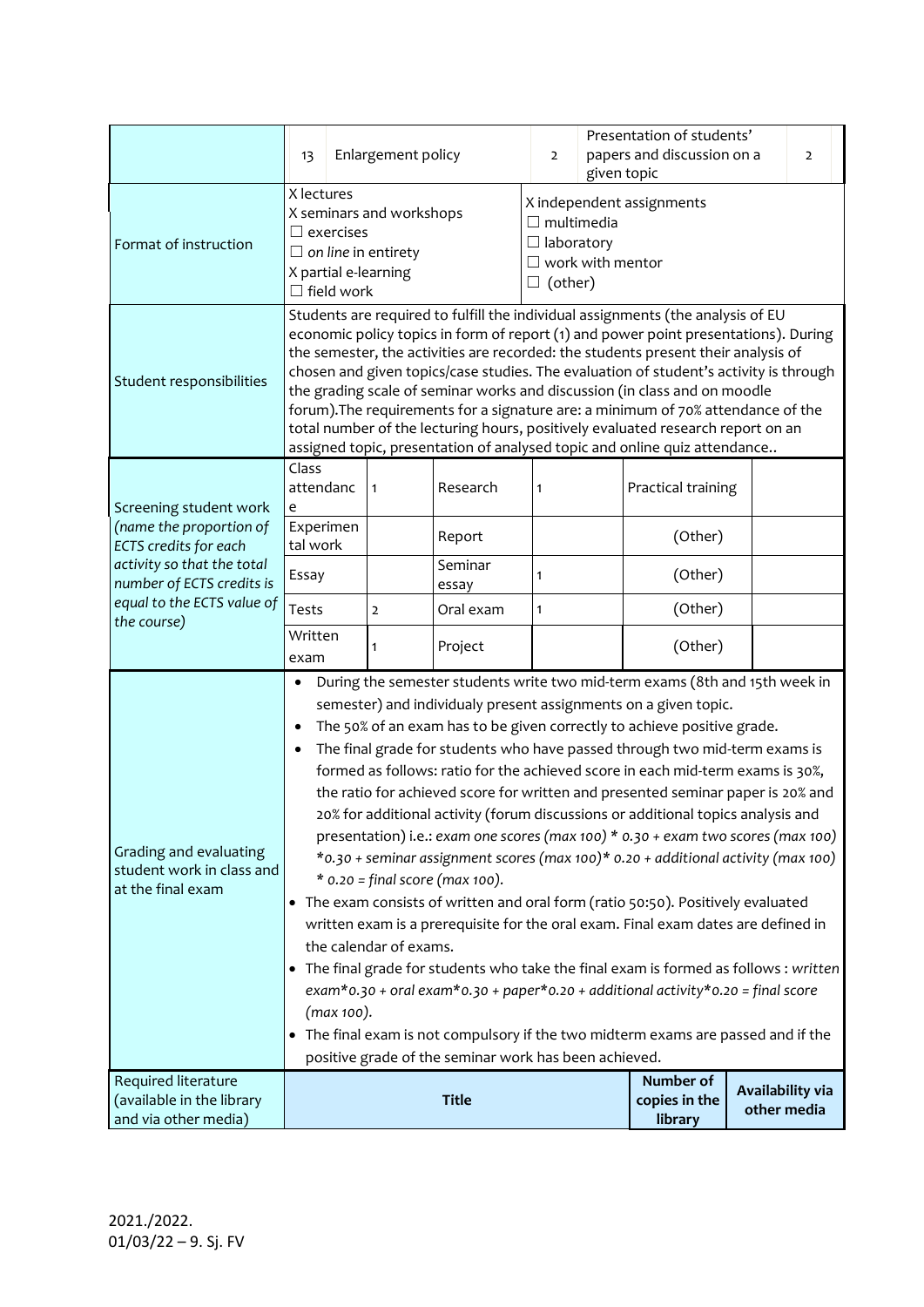| | | | | | |
|---|---|---|---|---|---|
| | 13 | Enlargement policy | 2 | Presentation of students' papers and discussion on a given topic | 2 |

| | | |
|---|---|---|
| Format of instruction | X lectures<br>X seminars and workshops<br>☐ exercises<br>☐ *on line* in entirety<br>X partial e-learning<br>☐ field work | X independent assignments<br>☐ multimedia<br>☐ laboratory<br>☐ work with mentor<br>☐ (other) |

| | |
|---|---|
| Student responsibilities | Students are required to fulfill the individual assignments (the analysis of EU economic policy topics in form of report (1) and power point presentations). During the semester, the activities are recorded: the students present their analysis of chosen and given topics/case studies. The evaluation of student's activity is through the grading scale of seminar works and discussion (in class and on moodle forum).The requirements for a signature are: a minimum of 70% attendance of the total number of the lecturing hours, positively evaluated research report on an assigned topic, presentation of analysed topic and online quiz attendance.. |

| | | | | | | |
|---|---|---|---|---|---|---|
| Screening student work *(name the proportion of ECTS credits for each activity so that the total number of ECTS credits is equal to the ECTS value of the course)* | Class attendance | 1 | Research | 1 | Practical training | |
| | Experimental work | | Report | | (Other) | |
| | Essay | | Seminar essay | 1 | (Other) | |
| | Tests | 2 | Oral exam | 1 | (Other) | |
| | Written exam | 1 | Project | | (Other) | |

| | |
|---|---|
| Grading and evaluating student work in class and at the final exam | • During the semester students write two mid-term exams (8th and 15th week in semester) and individualy present assignments on a given topic.<br>• The 50% of an exam has to be given correctly to achieve positive grade.<br>• The final grade for students who have passed through two mid-term exams is formed as follows: ratio for the achieved score in each mid-term exams is 30%, the ratio for achieved score for written and presented seminar paper is 20% and 20% for additional activity (forum discussions or additional topics analysis and presentation) i.e.: *exam one scores (max 100) * 0.30 + exam two scores (max 100) *0.30 + seminar assignment scores (max 100)* 0.20 + additional activity (max 100) * 0.20 = final score (max 100).*<br>• The exam consists of written and oral form (ratio 50:50). Positively evaluated written exam is a prerequisite for the oral exam. Final exam dates are defined in the calendar of exams.<br>• The final grade for students who take the final exam is formed as follows : *written exam*0.30 + oral exam*0.30 + paper*0.20 + additional activity*0.20 = final score (max 100).*<br>• The final exam is not compulsory if the two midterm exams are passed and if the positive grade of the seminar work has been achieved. |

| Required literature (available in the library and via other media) | **Title** | **Number of copies in the library** | **Availability via other media** |
|---|---|---|---|

2021./2022.
01/03/22 – 9. Sj. FV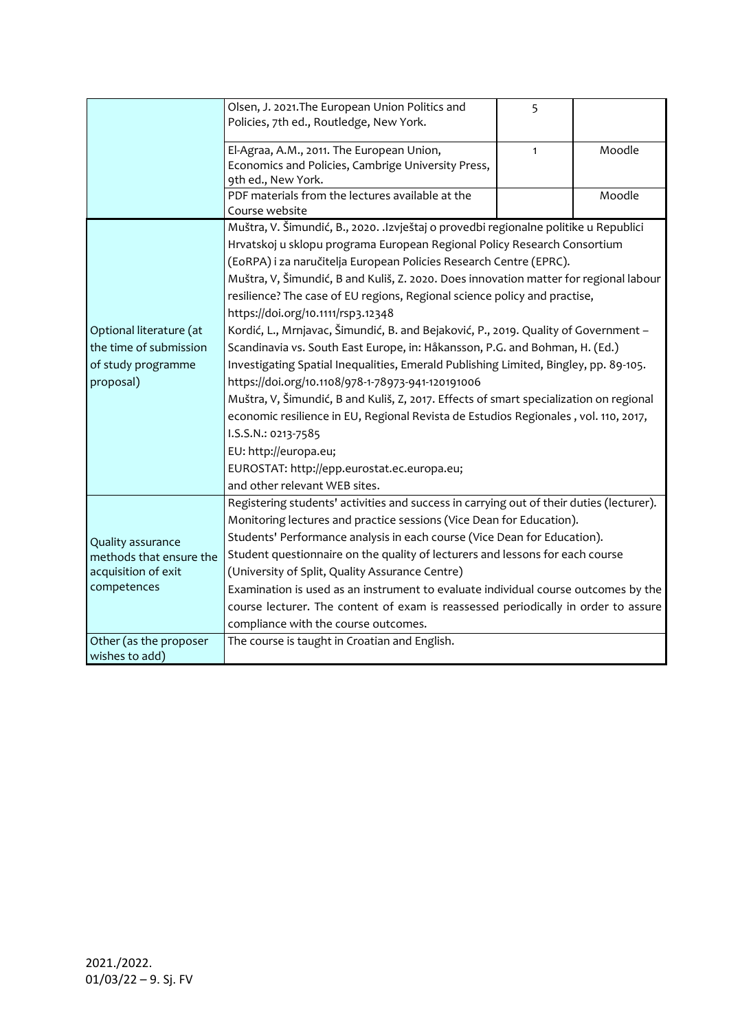| | | | |
|---|---|---|---|
| | Olsen, J. 2021.The European Union Politics and Policies, 7th ed., Routledge, New York. | 5 | |
| | El-Agraa, A.M., 2011. The European Union, Economics and Policies, Cambrige University Press, 9th ed., New York. | 1 | Moodle |
| | PDF materials from the lectures available at the Course website | | Moodle |
| Optional literature (at the time of submission of study programme proposal) | Muštra, V. Šimundić, B., 2020. .Izvještaj o provedbi regionalne politike u Republici Hrvatskoj u sklopu programa European Regional Policy Research Consortium (EoRPA) i za naručitelja European Policies Research Centre (EPRC).<br>Muštra, V, Šimundić, B and Kuliš, Z. 2020. Does innovation matter for regional labour resilience? The case of EU regions, Regional science policy and practise, https://doi.org/10.1111/rsp3.12348<br>Kordić, L., Mrnjavac, Šimundić, B. and Bejaković, P., 2019. Quality of Government – Scandinavia vs. South East Europe, in: Håkansson, P.G. and Bohman, H. (Ed.) Investigating Spatial Inequalities, Emerald Publishing Limited, Bingley, pp. 89-105. https://doi.org/10.1108/978-1-78973-941-120191006<br>Muštra, V, Šimundić, B and Kuliš, Z, 2017. Effects of smart specialization on regional economic resilience in EU, Regional Revista de Estudios Regionales , vol. 110, 2017, I.S.S.N.: 0213-7585<br>EU: http://europa.eu;<br>EUROSTAT: http://epp.eurostat.ec.europa.eu;<br>and other relevant WEB sites. | | |
| Quality assurance methods that ensure the acquisition of exit competences | Registering students' activities and success in carrying out of their duties (lecturer).<br>Monitoring lectures and practice sessions (Vice Dean for Education).<br>Students' Performance analysis in each course (Vice Dean for Education).<br>Student questionnaire on the quality of lecturers and lessons for each course (University of Split, Quality Assurance Centre)<br>Examination is used as an instrument to evaluate individual course outcomes by the course lecturer. The content of exam is reassessed periodically in order to assure compliance with the course outcomes. | | |
| Other (as the proposer wishes to add) | The course is taught in Croatian and English. | | |

2021./2022.
01/03/22 – 9. Sj. FV